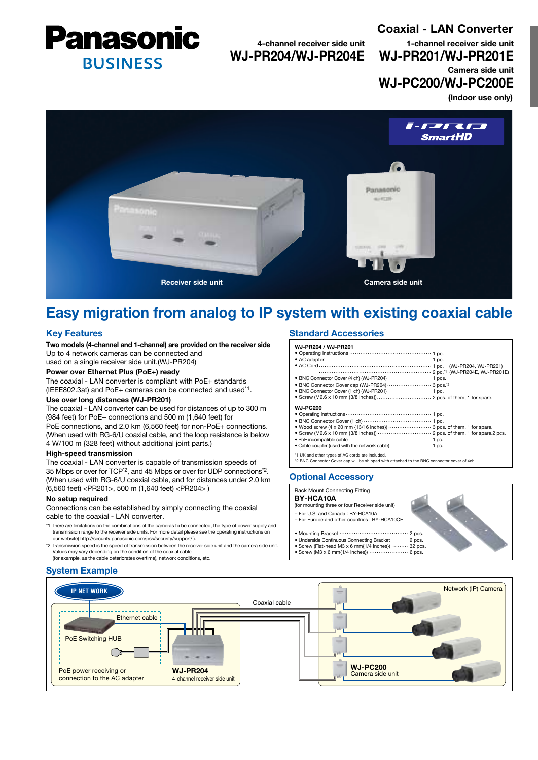Panasonic BUSINESS

# Coaxial - LAN Converter

4-channel receiver side unit
**WJ-PR204/WJ-PR204E**

1-channel receiver side unit
**WJ-PR201/WJ-PR201E**

Camera side unit
**WJ-PC200/WJ-PC200E**

(Indoor use only)

i-PRO SmartHD

Receiver side unit

Camera side unit

## Easy migration from analog to IP system with existing coaxial cable

### Key Features

**Two models (4-channel and 1-channel) are provided on the receiver side**
Up to 4 network cameras can be connected and used on a single receiver side unit.(WJ-PR204)

**Power over Ethernet Plus (PoE+) ready**
The coaxial - LAN converter is compliant with PoE+ standards (IEEE802.3at) and PoE+ cameras can be connected and used*1.

**Use over long distances (WJ-PR201)**
The coaxial - LAN converter can be used for distances of up to 300 m (984 feet) for PoE+ connections and 500 m (1,640 feet) for PoE connections, and 2.0 km (6,560 feet) for non-PoE+ connections. (When used with RG-6/U coaxial cable, and the loop resistance is below 4 W/100 m {328 feet} without additional joint parts.)

**High-speed transmission**
The coaxial - LAN converter is capable of transmission speeds of 35 Mbps or over for TCP*2, and 45 Mbps or over for UDP connections*2. (When used with RG-6/U coaxial cable, and for distances under 2.0 km (6,560 feet) <PR201>, 500 m (1,640 feet) <PR204> )

**No setup required**
Connections can be established by simply connecting the coaxial cable to the coaxial - LAN converter.

*1 There are limitations on the combinations of the cameras to be connected, the type of power supply and transmission range to the receiver side units. For more detail please see the operating instructions on our website( http://security.panasonic.com/pss/security/support/ ).

*2 Transmission speed is the speed of transmission between the receiver side unit and the camera side unit. Values may vary depending on the condition of the coaxial cable (for example, as the cable deteriorates overtime), network conditions, etc.

### Standard Accessories

**WJ-PR204 / WJ-PR201**

- Operating Instructions ........ 1 pc.
- AC adapter ........ 1 pc.
- AC Cord ........ 1 pc. (WJ-PR204, WJ-PR201) ........ 2 pc.*1 (WJ-PR204E, WJ-PR201E)
- BNC Connector Cover (4 ch) (WJ-PR204) ........ 1 pcs.
- BNC Connector Cover cap (WJ-PR204) ........ 3 pcs.*2
- BNC Connector Cover (1 ch) (WJ-PR201) ........ 1 pc.
- Screw (M2.6 x 10 mm (3/8 inches)) ........ 2 pcs. of them, 1 for spare.

**WJ-PC200**

- Operating Instructions ........ 1 pc.
- BNC Connector Cover (1 ch) ........ 1 pc.
- Wood screw (4 x 20 mm {13/16 inches}) ........ 3 pcs. of them, 1 for spare.
- Screw (M2.6 x 10 mm (3/8 inches)) ........ 2 pcs. of them, 1 for spare.2 pcs.
- PoE incompatible cable ........ 1 pc.
- Cable coupler (used with the network cable) ........ 1 pc.

*1 UK and other types of AC cords are included.
*2 BNC Connector Cover cap will be shipped with attached to the BNC connector cover of 4ch.

### Optional Accessory

Rack Mount Connecting Fitting
**BY-HCA10A**
(for mounting three or four Receiver side unit)

– For U.S. and Canada : BY-HCA10A
– For Europe and other countries : BY-HCA10CE

- Mounting Bracket ........ 2 pcs.
- Underside Continuous Connecting Bracket ........ 2 pcs.
- Screw (Flat-head M3 x 6 mm(1/4 inches)) ........ 32 pcs.
- Screw (M3 x 6 mm(1/4 inches)) ........ 6 pcs.

### System Example

IP NET WORK

Ethernet cable

PoE Switching HUB

PoE power receiving or connection to the AC adapter

Coaxial cable

**WJ-PR204**
4-channel receiver side unit

Network (IP) Camera

**WJ-PC200**
Camera side unit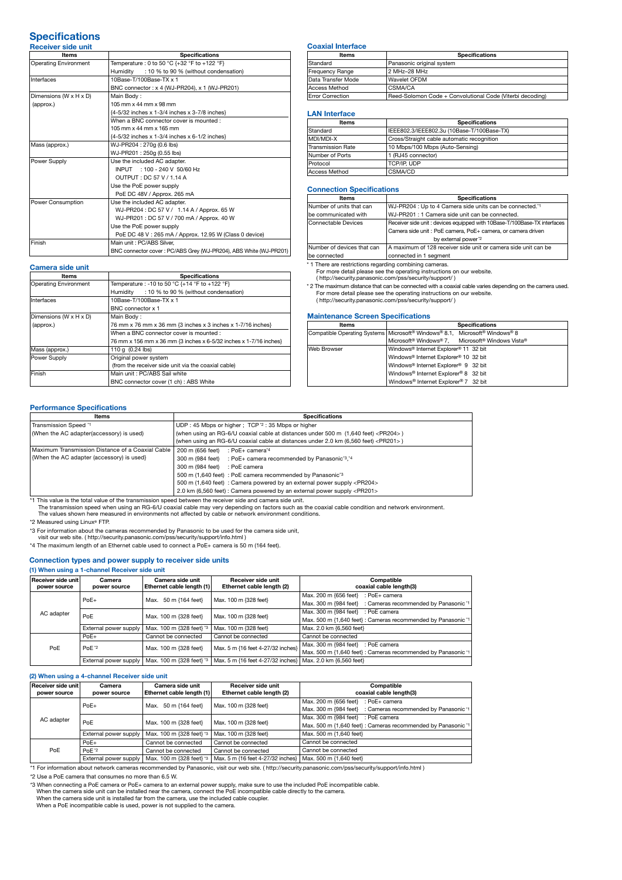# Specifications

## Receiver side unit

| Items | Specifications |
|---|---|
| Operating Environment | Temperature : 0 to 50 °C {+32 °F to +122 °F}<br>Humidity : 10 % to 90 % (without condensation) |
| Interfaces | 10Base-T/100Base-TX x 1<br>BNC connector : x 4 (WJ-PR204), x 1 (WJ-PR201) |
| Dimensions (W x H x D) (approx.) | Main Body :<br>105 mm x 44 mm x 98 mm<br>{4-5/32 inches x 1-3/4 inches x 3-7/8 inches}<br>When a BNC connector cover is mounted :<br>105 mm x 44 mm x 165 mm<br>{4-5/32 inches x 1-3/4 inches x 6-1/2 inches} |
| Mass (approx.) | WJ-PR204 : 270g (0.6 lbs)<br>WJ-PR201 : 250g (0.55 lbs) |
| Power Supply | Use the included AC adapter.<br>INPUT : 100 - 240 V 50/60 Hz<br>OUTPUT : DC 57 V / 1.14 A<br>Use the PoE power supply<br>PoE DC 48V / Approx. 265 mA |
| Power Consumption | Use the included AC adapter.<br>WJ-PR204 : DC 57 V / 1.14 A / Approx. 65 W<br>WJ-PR201 : DC 57 V / 700 mA / Approx. 40 W<br>Use the PoE power supply<br>PoE DC 48 V : 265 mA / Approx. 12.95 W (Class 0 device) |
| Finish | Main unit : PC/ABS Silver,<br>BNC connector cover : PC/ABS Grey (WJ-PR204), ABS White (WJ-PR201) |

## Camera side unit

| Items | Specifications |
|---|---|
| Operating Environment | Temperature : -10 to 50 °C {+14 °F to +122 °F}<br>Humidity : 10 % to 90 % (without condensation) |
| Interfaces | 10Base-T/100Base-TX x 1<br>BNC connector x 1 |
| Dimensions (W x H x D) (approx.) | Main Body :<br>76 mm x 76 mm x 36 mm {3 inches x 3 inches x 1-7/16 inches}<br>When a BNC connector cover is mounted :<br>76 mm x 156 mm x 36 mm {3 inches x 6-5/32 inches x 1-7/16 inches} |
| Mass (approx.) | 110 g (0.24 lbs) |
| Power Supply | Original power system<br>(from the receiver side unit via the coaxial cable) |
| Finish | Main unit : PC/ABS Sail white<br>BNC connector cover (1 ch) : ABS White |

## Coaxial Interface

| Items | Specifications |
|---|---|
| Standard | Panasonic original system |
| Frequency Range | 2 MHz–28 MHz |
| Data Transfer Mode | Wavelet OFDM |
| Access Method | CSMA/CA |
| Error Correction | Reed-Solomon Code + Convolutional Code (Viterbi decoding) |

## LAN Interface

| Items | Specifications |
|---|---|
| Standard | IEEE802.3/IEEE802.3u (10Base-T/100Base-TX) |
| MDI/MDI-X | Cross/Straight cable automatic recognition |
| Transmission Rate | 10 Mbps/100 Mbps (Auto-Sensing) |
| Number of Ports | 1 (RJ45 connector) |
| Protocol | TCP/IP, UDP |
| Access Method | CSMA/CD |

## Connection Specifications

| Items | Specifications |
|---|---|
| Number of units that can be communicated with | WJ-PR204 : Up to 4 Camera side units can be connected.*1<br>WJ-PR201 : 1 Camera side unit can be connected. |
| Connectable Devices | Receiver side unit : devices equipped with 10Base-T/100Base-TX interfaces<br>Camera side unit : PoE camera, PoE+ camera, or camera driven by external power*2 |
| Number of devices that can be connected | A maximum of 128 receiver side unit or camera side unit can be connected in 1 segment |

*1 There are restrictions regarding combining cameras.
For more detail please see the operating instructions on our website.
( http://security.panasonic.com/pss/security/support/ )

*2 The maximum distance that can be connected with a coaxial cable varies depending on the camera used.
For more detail please see the operating instructions on our website.
( http://security.panasonic.com/pss/security/support/ )

## Maintenance Screen Specifications

| Items | Specifications |
|---|---|
| Compatible Operating Systems | Microsoft® Windows® 8.1, Microsoft® Windows® 8<br>Microsoft® Windows® 7, Microsoft® Windows Vista® |
| Web Browser | Windows® Internet Explorer® 11 32 bit<br>Windows® Internet Explorer® 10 32 bit<br>Windows® Internet Explorer® 9 32 bit<br>Windows® Internet Explorer® 8 32 bit<br>Windows® Internet Explorer® 7 32 bit |

## Performance Specifications

| Items | Specifications |
|---|---|
| Transmission Speed *1<br>(When the AC adapter(accessory) is used) | UDP : 45 Mbps or higher ; TCP *2 : 35 Mbps or higher<br>(when using an RG-6/U coaxial cable at distances under 500 m (1,640 feet) <PR204> )<br>(when using an RG-6/U coaxial cable at distances under 2.0 km (6,560 feet) <PR201> ) |
| Maximum Transmission Distance of a Coaxial Cable<br>{When the AC adapter (accessory) is used} | 200 m (656 feet) : PoE+ camera*4<br>300 m (984 feet) : PoE+ camera recommended by Panasonic*3,*4<br>300 m (984 feet) : PoE camera<br>500 m (1,640 feet) : PoE camera recommended by Panasonic*3<br>500 m (1,640 feet) : Camera powered by an external power supply <PR204><br>2.0 km (6,560 feet) : Camera powered by an external power supply <PR201> |

*1 This value is the total value of the transmission speed between the receiver side and camera side unit.
The transmission speed when using an RG-6/U coaxial cable may very depending on factors such as the coaxial cable condition and network environment.
The values shown here measured in environments not affected by cable or network environment conditions.

*2 Measured using Linux® FTP.

*3 For information about the cameras recommended by Panasonic to be used for the camera side unit,
visit our web site. ( http://security.panasonic.com/pss/security/support/info.html )

*4 The maximum length of an Ethernet cable used to connect a PoE+ camera is 50 m (164 feet).

## Connection types and power supply to receiver side units

### (1) When using a 1-channel Receiver side unit

| Receiver side unit power source | Camera power source | Camera side unit Ethernet cable length (1) | Receiver side unit Ethernet cable length (2) | Compatible coaxial cable length(3) |
|---|---|---|---|---|
| AC adapter | PoE+ | Max. 50 m {164 feet} | Max. 100 m {328 feet} | Max. 200 m {656 feet} : PoE+ camera<br>Max. 300 m {984 feet} : Cameras recommended by Panasonic *1 |
| | PoE | Max. 100 m {328 feet} | Max. 100 m {328 feet} | Max. 300 m {984 feet} : PoE camera<br>Max. 500 m {1,640 feet} : Cameras recommended by Panasonic *1 |
| | External power supply | Max. 100 m {328 feet} *3 | Max. 100 m {328 feet} | Max. 2.0 km {6,560 feet} |
| PoE | PoE+ | Cannot be connected | Cannot be connected | Cannot be connected |
| | PoE *2 | Max. 100 m {328 feet} | Max. 5 m {16 feet 4-27/32 inches} | Max. 300 m {984 feet} : PoE camera<br>Max. 500 m {1,640 feet} : Cameras recommended by Panasonic *1 |
| | External power supply | Max. 100 m {328 feet} *3 | Max. 5 m {16 feet 4-27/32 inches} | Max. 2.0 km {6,560 feet} |

### (2) When using a 4-channel Receiver side unit

| Receiver side unit power source | Camera power source | Camera side unit Ethernet cable length (1) | Receiver side unit Ethernet cable length (2) | Compatible coaxial cable length(3) |
|---|---|---|---|---|
| AC adapter | PoE+ | Max. 50 m {164 feet} | Max. 100 m {328 feet} | Max. 200 m {656 feet} : PoE+ camera<br>Max. 300 m {984 feet} : Cameras recommended by Panasonic *1 |
| | PoE | Max. 100 m {328 feet} | Max. 100 m {328 feet} | Max. 300 m {984 feet} : PoE camera<br>Max. 500 m {1,640 feet} : Cameras recommended by Panasonic *1 |
| | External power supply | Max. 100 m {328 feet} *3 | Max. 100 m {328 feet} | Max. 500 m {1,640 feet} |
| PoE | PoE+ | Cannot be connected | Cannot be connected | Cannot be connected |
| | PoE *2 | Cannot be connected | Cannot be connected | Cannot be connected |
| | External power supply | Max. 100 m {328 feet} *3 | Max. 5 m {16 feet 4-27/32 inches} | Max. 500 m {1,640 feet} |

*1 For information about network cameras recommended by Panasonic, visit our web site. ( http://security.panasonic.com/pss/security/support/info.html )

*2 Use a PoE camera that consumes no more than 6.5 W.

*3 When connecting a PoE camera or PoE+ camera to an external power supply, make sure to use the included PoE incompatible cable.
When the camera side unit can be installed near the camera, connect the PoE incompatible cable directly to the camera.
When the camera side unit is installed far from the camera, use the included cable coupler.
When a PoE incompatible cable is used, power is not supplied to the camera.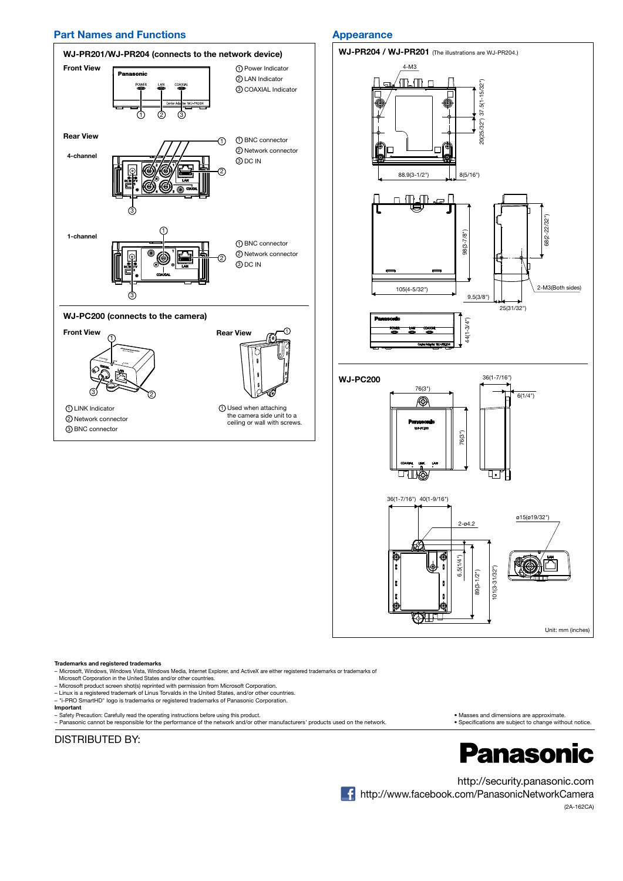## Part Names and Functions

### WJ-PR201/WJ-PR204 (connects to the network device)

**Front View**

① Power Indicator
② LAN Indicator
③ COAXIAL Indicator

**Rear View**

4-channel

① BNC connector
② Network connector
③ DC IN

1-channel

① BNC connector
② Network connector
③ DC IN

### WJ-PC200 (connects to the camera)

**Front View**

① LINK Indicator
② Network connector
③ BNC connector

**Rear View**

① Used when attaching the camera side unit to a ceiling or wall with screws.

## Appearance

**WJ-PR204 / WJ-PR201** (The illustrations are WJ-PR204.)

4-M3
37.5(1-15/32")
20(25/32")
88.9(3-1/2")
8(5/16")
98(3-7/8")
68(2-22/32")
105(4-5/32")
9.5(3/8")
2-M3(Both sides)
25(31/32")
44(1-3/4")

**WJ-PC200**

76(3")
36(1-7/16")
6(1/4")
76(3")
36(1-7/16")
40(1-9/16")
2-ø4.2
ø15(ø19/32")
6.5(1/4")
89(3-1/2")
101(3-31/32")

Unit: mm (inches)

**Trademarks and registered trademarks**

- Microsoft, Windows, Windows Vista, Windows Media, Internet Explorer, and ActiveX are either registered trademarks or trademarks of Microsoft Corporation in the United States and/or other countries.
- Microsoft product screen shot(s) reprinted with permission from Microsoft Corporation.
- Linux is a registered trademark of Linus Torvalds in the United States, and/or other countries.
- "i-PRO SmartHD" logo is trademarks or registered trademarks of Panasonic Corporation.

**Important**

- Safety Precaution: Carefully read the operating instructions before using this product.
- Panasonic cannot be responsible for the performance of the network and/or other manufacturers' products used on the network.

• Masses and dimensions are approximate.
• Specifications are subject to change without notice.

DISTRIBUTED BY:

Panasonic

http://security.panasonic.com
http://www.facebook.com/PanasonicNetworkCamera

(2A-162CA)